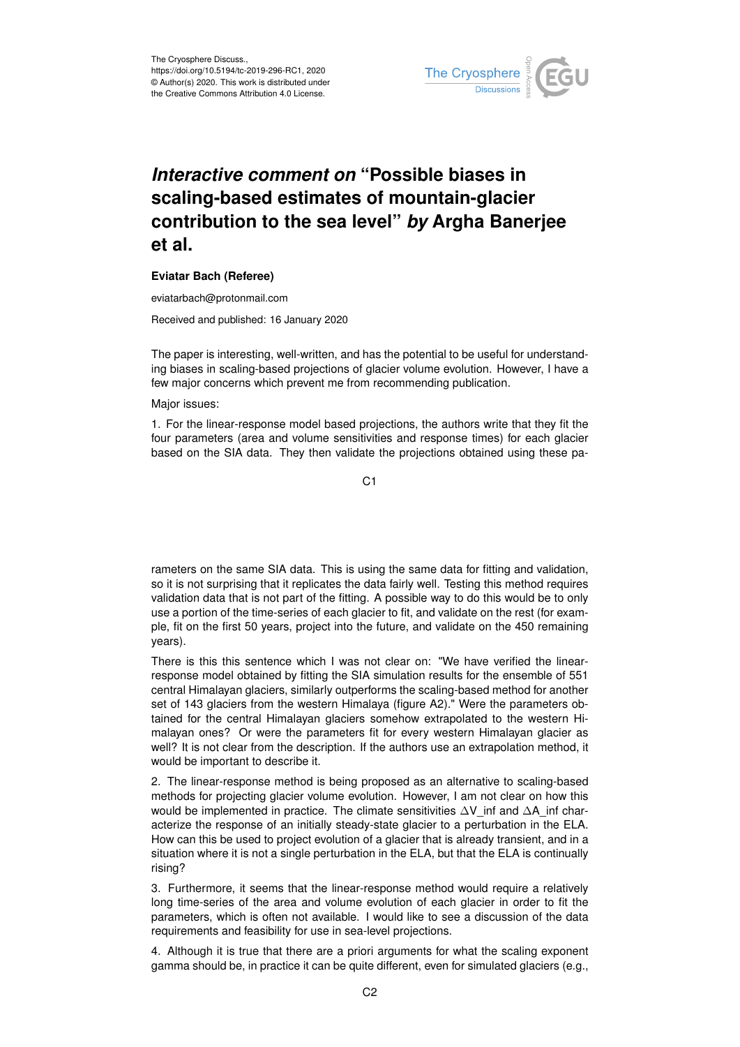# *Interactive comment on* "Possible biases in scaling-based estimates of mountain-glacier contribution to the sea level" *by* Argha Banerjee et al.

**Eviatar Bach (Referee)**

eviatarbach@protonmail.com

Received and published: 16 January 2020

The paper is interesting, well-written, and has the potential to be useful for understanding biases in scaling-based projections of glacier volume evolution. However, I have a few major concerns which prevent me from recommending publication.

Major issues:

1. For the linear-response model based projections, the authors write that they fit the four parameters (area and volume sensitivities and response times) for each glacier based on the SIA data. They then validate the projections obtained using these parameters on the same SIA data. This is using the same data for fitting and validation, so it is not surprising that it replicates the data fairly well. Testing this method requires validation data that is not part of the fitting. A possible way to do this would be to only use a portion of the time-series of each glacier to fit, and validate on the rest (for example, fit on the first 50 years, project into the future, and validate on the 450 remaining years).

There is this this sentence which I was not clear on: "We have verified the linear-response model obtained by fitting the SIA simulation results for the ensemble of 551 central Himalayan glaciers, similarly outperforms the scaling-based method for another set of 143 glaciers from the western Himalaya (figure A2)." Were the parameters obtained for the central Himalayan glaciers somehow extrapolated to the western Himalayan ones? Or were the parameters fit for every western Himalayan glacier as well? It is not clear from the description. If the authors use an extrapolation method, it would be important to describe it.

2. The linear-response method is being proposed as an alternative to scaling-based methods for projecting glacier volume evolution. However, I am not clear on how this would be implemented in practice. The climate sensitivities $\Delta V\_inf$ and $\Delta A\_inf$ characterize the response of an initially steady-state glacier to a perturbation in the ELA. How can this be used to project evolution of a glacier that is already transient, and in a situation where it is not a single perturbation in the ELA, but that the ELA is continually rising?

3. Furthermore, it seems that the linear-response method would require a relatively long time-series of the area and volume evolution of each glacier in order to fit the parameters, which is often not available. I would like to see a discussion of the data requirements and feasibility for use in sea-level projections.

4. Although it is true that there are a priori arguments for what the scaling exponent gamma should be, in practice it can be quite different, even for simulated glaciers (e.g.,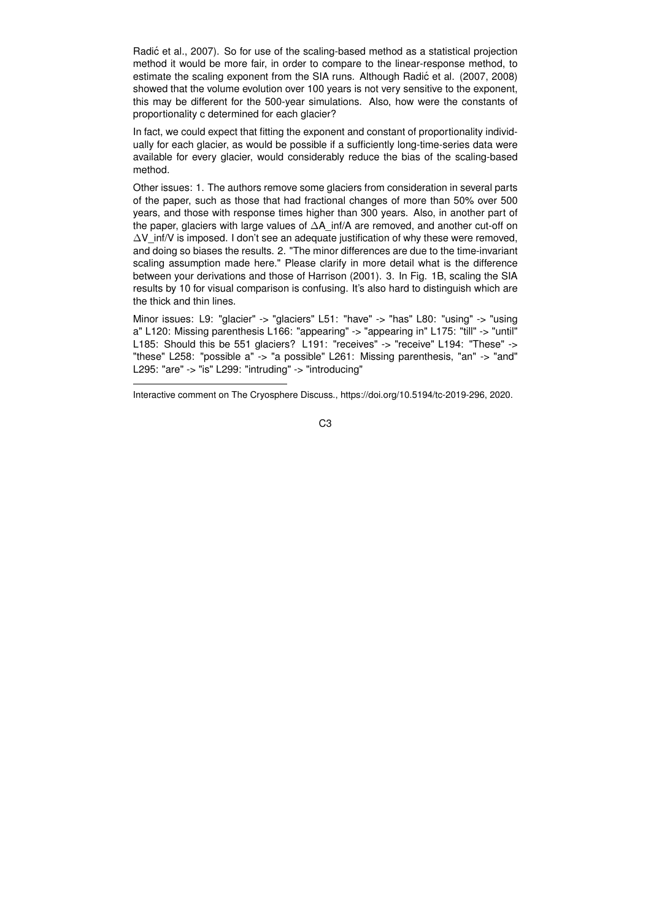Radić et al., 2007). So for use of the scaling-based method as a statistical projection method it would be more fair, in order to compare to the linear-response method, to estimate the scaling exponent from the SIA runs. Although Radić et al. (2007, 2008) showed that the volume evolution over 100 years is not very sensitive to the exponent, this may be different for the 500-year simulations. Also, how were the constants of proportionality c determined for each glacier?

In fact, we could expect that fitting the exponent and constant of proportionality individually for each glacier, as would be possible if a sufficiently long-time-series data were available for every glacier, would considerably reduce the bias of the scaling-based method.

Other issues: 1. The authors remove some glaciers from consideration in several parts of the paper, such as those that had fractional changes of more than 50% over 500 years, and those with response times higher than 300 years. Also, in another part of the paper, glaciers with large values of $\Delta A\_inf/A$ are removed, and another cut-off on $\Delta V\_inf/V$ is imposed. I don't see an adequate justification of why these were removed, and doing so biases the results. 2. "The minor differences are due to the time-invariant scaling assumption made here." Please clarify in more detail what is the difference between your derivations and those of Harrison (2001). 3. In Fig. 1B, scaling the SIA results by 10 for visual comparison is confusing. It's also hard to distinguish which are the thick and thin lines.

Minor issues: L9: "glacier" -> "glaciers" L51: "have" -> "has" L80: "using" -> "using a" L120: Missing parenthesis L166: "appearing" -> "appearing in" L175: "till" -> "until" L185: Should this be 551 glaciers? L191: "receives" -> "receive" L194: "These" -> "these" L258: "possible a" -> "a possible" L261: Missing parenthesis, "an" -> "and" L295: "are" -> "is" L299: "intruding" -> "introducing"

---

Interactive comment on The Cryosphere Discuss., https://doi.org/10.5194/tc-2019-296, 2020.